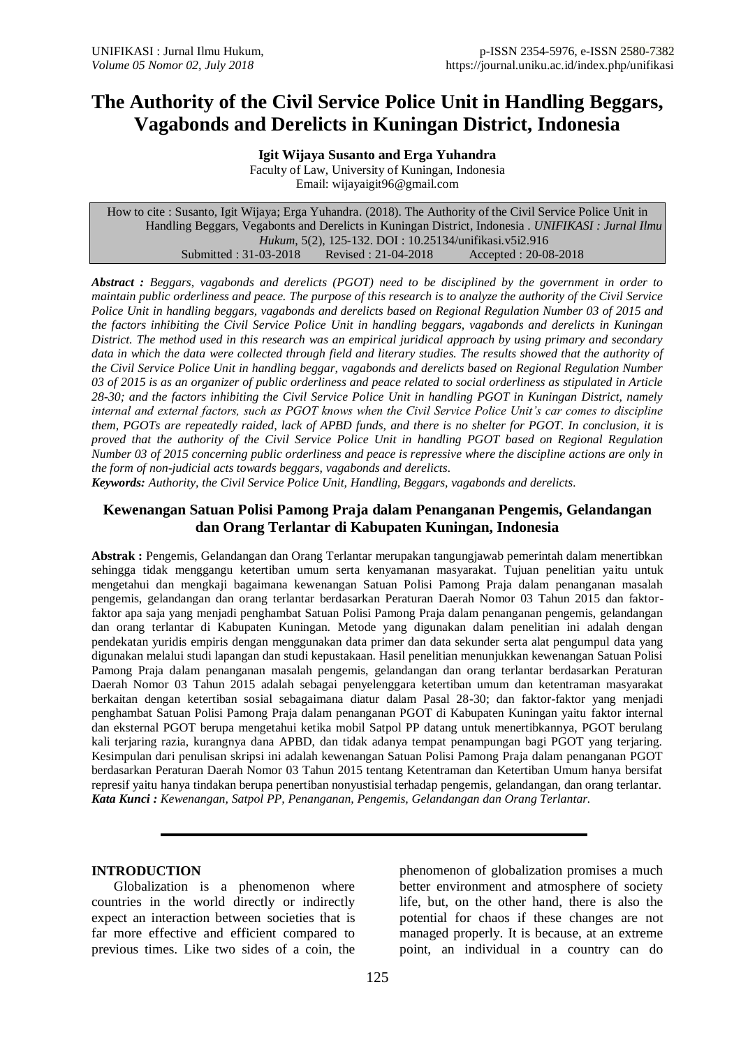# The Authority of the Civil Service Police Unit in Handling Beggars, Vagabonds and Derelicts in Kuningan District, Indonesia

**Igit Wijaya Susanto and Erga Yuhandra**

Faculty of Law, University of Kuningan, Indonesia

Email: wijayaigit96@gmail.com

How to cite : Susanto, Igit Wijaya; Erga Yuhandra. (2018). The Authority of the Civil Service Police Unit in Handling Beggars, Vegabonts and Derelicts in Kuningan District, Indonesia . *UNIFIKASI : Jurnal Ilmu Hukum*, 5(2), 125-132. DOI : 10.25134/unifikasi.v5i2.916

Submitted : 31-03-2018 Revised : 21-04-2018 Accepted : 20-08-2018

***Abstract :*** *Beggars, vagabonds and derelicts (PGOT) need to be disciplined by the government in order to maintain public orderliness and peace. The purpose of this research is to analyze the authority of the Civil Service Police Unit in handling beggars, vagabonds and derelicts based on Regional Regulation Number 03 of 2015 and the factors inhibiting the Civil Service Police Unit in handling beggars, vagabonds and derelicts in Kuningan District. The method used in this research was an empirical juridical approach by using primary and secondary data in which the data were collected through field and literary studies. The results showed that the authority of the Civil Service Police Unit in handling beggar, vagabonds and derelicts based on Regional Regulation Number 03 of 2015 is as an organizer of public orderliness and peace related to social orderliness as stipulated in Article 28-30; and the factors inhibiting the Civil Service Police Unit in handling PGOT in Kuningan District, namely internal and external factors, such as PGOT knows when the Civil Service Police Unit's car comes to discipline them, PGOTs are repeatedly raided, lack of APBD funds, and there is no shelter for PGOT. In conclusion, it is proved that the authority of the Civil Service Police Unit in handling PGOT based on Regional Regulation Number 03 of 2015 concerning public orderliness and peace is repressive where the discipline actions are only in the form of non-judicial acts towards beggars, vagabonds and derelicts.*

***Keywords:*** *Authority, the Civil Service Police Unit, Handling, Beggars, vagabonds and derelicts.*

## Kewenangan Satuan Polisi Pamong Praja dalam Penanganan Pengemis, Gelandangan dan Orang Terlantar di Kabupaten Kuningan, Indonesia

**Abstrak :** Pengemis, Gelandangan dan Orang Terlantar merupakan tangungjawab pemerintah dalam menertibkan sehingga tidak menggangu ketertiban umum serta kenyamanan masyarakat. Tujuan penelitian yaitu untuk mengetahui dan mengkaji bagaimana kewenangan Satuan Polisi Pamong Praja dalam penanganan masalah pengemis, gelandangan dan orang terlantar berdasarkan Peraturan Daerah Nomor 03 Tahun 2015 dan faktor-faktor apa saja yang menjadi penghambat Satuan Polisi Pamong Praja dalam penanganan pengemis, gelandangan dan orang terlantar di Kabupaten Kuningan. Metode yang digunakan dalam penelitian ini adalah dengan pendekatan yuridis empiris dengan menggunakan data primer dan data sekunder serta alat pengumpul data yang digunakan melalui studi lapangan dan studi kepustakaan. Hasil penelitian menunjukkan kewenangan Satuan Polisi Pamong Praja dalam penanganan masalah pengemis, gelandangan dan orang terlantar berdasarkan Peraturan Daerah Nomor 03 Tahun 2015 adalah sebagai penyelenggara ketertiban umum dan ketentraman masyarakat berkaitan dengan ketertiban sosial sebagaimana diatur dalam Pasal 28-30; dan faktor-faktor yang menjadi penghambat Satuan Polisi Pamong Praja dalam penanganan PGOT di Kabupaten Kuningan yaitu faktor internal dan eksternal PGOT berupa mengetahui ketika mobil Satpol PP datang untuk menertibkannya, PGOT berulang kali terjaring razia, kurangnya dana APBD, dan tidak adanya tempat penampungan bagi PGOT yang terjaring. Kesimpulan dari penulisan skripsi ini adalah kewenangan Satuan Polisi Pamong Praja dalam penanganan PGOT berdasarkan Peraturan Daerah Nomor 03 Tahun 2015 tentang Ketentraman dan Ketertiban Umum hanya bersifat represif yaitu hanya tindakan berupa penertiban nonyustisial terhadap pengemis, gelandangan, dan orang terlantar.

***Kata Kunci :*** *Kewenangan, Satpol PP, Penanganan, Pengemis, Gelandangan dan Orang Terlantar.*

## INTRODUCTION

Globalization is a phenomenon where countries in the world directly or indirectly expect an interaction between societies that is far more effective and efficient compared to previous times. Like two sides of a coin, the phenomenon of globalization promises a much better environment and atmosphere of society life, but, on the other hand, there is also the potential for chaos if these changes are not managed properly. It is because, at an extreme point, an individual in a country can do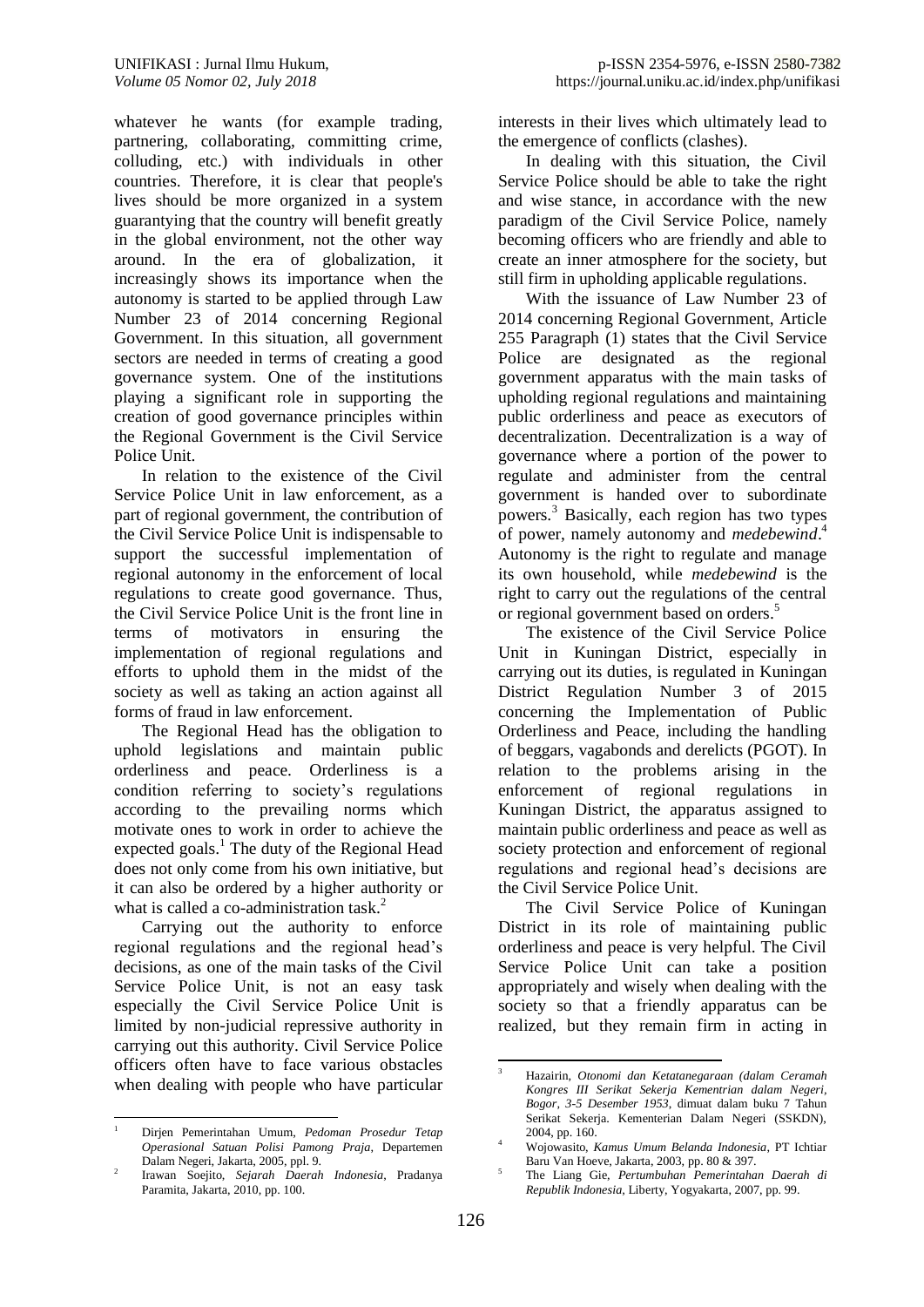whatever he wants (for example trading, partnering, collaborating, committing crime, colluding, etc.) with individuals in other countries. Therefore, it is clear that people's lives should be more organized in a system guarantying that the country will benefit greatly in the global environment, not the other way around. In the era of globalization, it increasingly shows its importance when the autonomy is started to be applied through Law Number 23 of 2014 concerning Regional Government. In this situation, all government sectors are needed in terms of creating a good governance system. One of the institutions playing a significant role in supporting the creation of good governance principles within the Regional Government is the Civil Service Police Unit.

In relation to the existence of the Civil Service Police Unit in law enforcement, as a part of regional government, the contribution of the Civil Service Police Unit is indispensable to support the successful implementation of regional autonomy in the enforcement of local regulations to create good governance. Thus, the Civil Service Police Unit is the front line in terms of motivators in ensuring the implementation of regional regulations and efforts to uphold them in the midst of the society as well as taking an action against all forms of fraud in law enforcement.

The Regional Head has the obligation to uphold legislations and maintain public orderliness and peace. Orderliness is a condition referring to society's regulations according to the prevailing norms which motivate ones to work in order to achieve the expected goals.[1] The duty of the Regional Head does not only come from his own initiative, but it can also be ordered by a higher authority or what is called a co-administration task.[2]

Carrying out the authority to enforce regional regulations and the regional head's decisions, as one of the main tasks of the Civil Service Police Unit, is not an easy task especially the Civil Service Police Unit is limited by non-judicial repressive authority in carrying out this authority. Civil Service Police officers often have to face various obstacles when dealing with people who have particular interests in their lives which ultimately lead to the emergence of conflicts (clashes).

In dealing with this situation, the Civil Service Police should be able to take the right and wise stance, in accordance with the new paradigm of the Civil Service Police, namely becoming officers who are friendly and able to create an inner atmosphere for the society, but still firm in upholding applicable regulations.

With the issuance of Law Number 23 of 2014 concerning Regional Government, Article 255 Paragraph (1) states that the Civil Service Police are designated as the regional government apparatus with the main tasks of upholding regional regulations and maintaining public orderliness and peace as executors of decentralization. Decentralization is a way of governance where a portion of the power to regulate and administer from the central government is handed over to subordinate powers.[3] Basically, each region has two types of power, namely autonomy and *medebewind*.[4] Autonomy is the right to regulate and manage its own household, while *medebewind* is the right to carry out the regulations of the central or regional government based on orders.[5]

The existence of the Civil Service Police Unit in Kuningan District, especially in carrying out its duties, is regulated in Kuningan District Regulation Number 3 of 2015 concerning the Implementation of Public Orderliness and Peace, including the handling of beggars, vagabonds and derelicts (PGOT). In relation to the problems arising in the enforcement of regional regulations in Kuningan District, the apparatus assigned to maintain public orderliness and peace as well as society protection and enforcement of regional regulations and regional head's decisions are the Civil Service Police Unit.

The Civil Service Police of Kuningan District in its role of maintaining public orderliness and peace is very helpful. The Civil Service Police Unit can take a position appropriately and wisely when dealing with the society so that a friendly apparatus can be realized, but they remain firm in acting in

---

[1] Dirjen Pemerintahan Umum, *Pedoman Prosedur Tetap Operasional Satuan Polisi Pamong Praja*, Departemen Dalam Negeri, Jakarta, 2005, ppl. 9.

[2] Irawan Soejito, *Sejarah Daerah Indonesia*, Pradanya Paramita, Jakarta, 2010, pp. 100.

[3] Hazairin, *Otonomi dan Ketatanegaraan (dalam Ceramah Kongres III Serikat Sekerja Kementrian dalam Negeri, Bogor, 3-5 Desember 1953*, dimuat dalam buku 7 Tahun Serikat Sekerja. Kementerian Dalam Negeri (SSKDN), 2004, pp. 160.

[4] Wojowasito, *Kamus Umum Belanda Indonesia*, PT Ichtiar Baru Van Hoeve, Jakarta, 2003, pp. 80 & 397.

[5] The Liang Gie, *Pertumbuhan Pemerintahan Daerah di Republik Indonesia*, Liberty, Yogyakarta, 2007, pp. 99.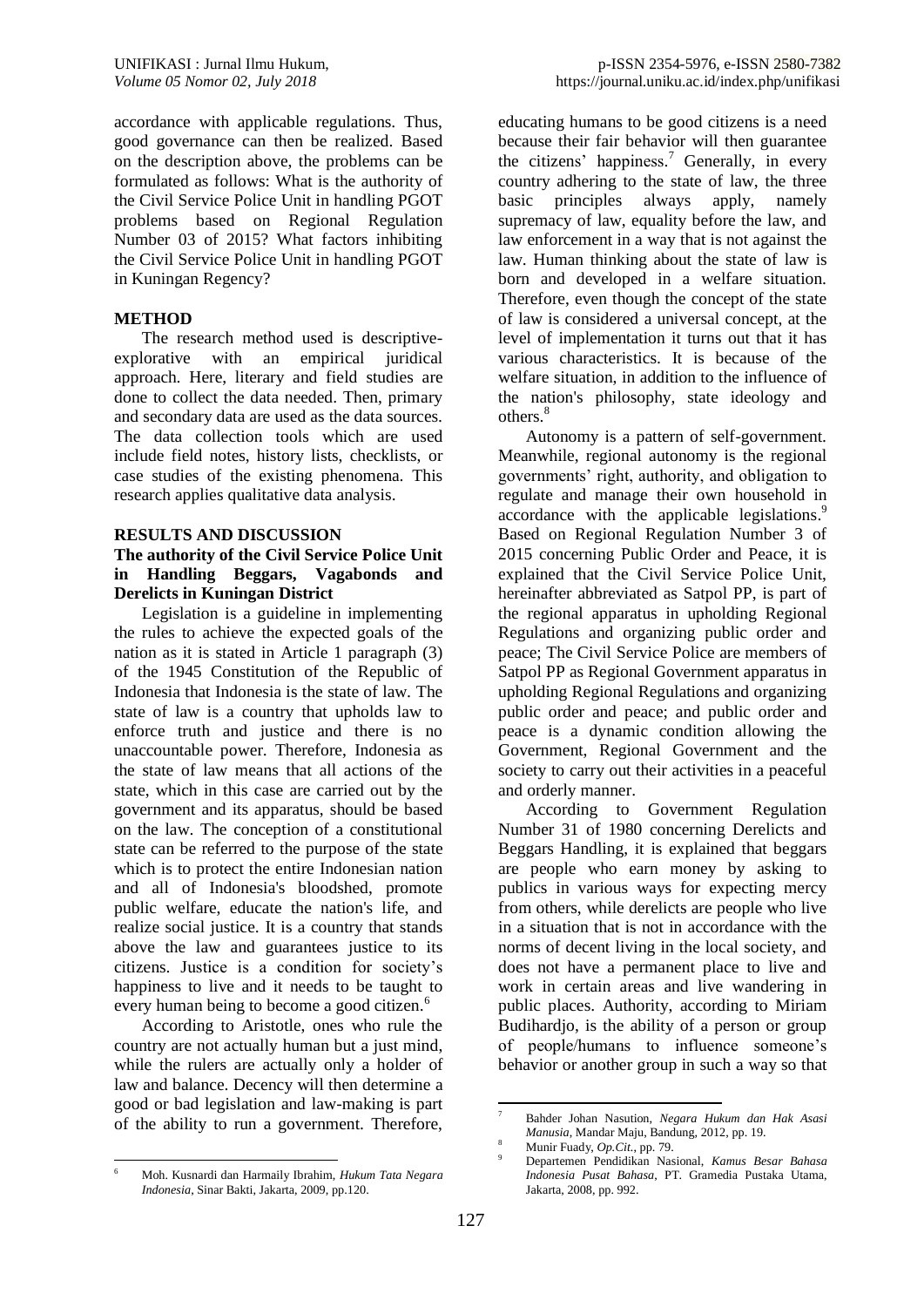accordance with applicable regulations. Thus, good governance can then be realized. Based on the description above, the problems can be formulated as follows: What is the authority of the Civil Service Police Unit in handling PGOT problems based on Regional Regulation Number 03 of 2015? What factors inhibiting the Civil Service Police Unit in handling PGOT in Kuningan Regency?

## METHOD

The research method used is descriptive-explorative with an empirical juridical approach. Here, literary and field studies are done to collect the data needed. Then, primary and secondary data are used as the data sources. The data collection tools which are used include field notes, history lists, checklists, or case studies of the existing phenomena. This research applies qualitative data analysis.

## RESULTS AND DISCUSSION

### The authority of the Civil Service Police Unit in Handling Beggars, Vagabonds and Derelicts in Kuningan District

Legislation is a guideline in implementing the rules to achieve the expected goals of the nation as it is stated in Article 1 paragraph (3) of the 1945 Constitution of the Republic of Indonesia that Indonesia is the state of law. The state of law is a country that upholds law to enforce truth and justice and there is no unaccountable power. Therefore, Indonesia as the state of law means that all actions of the state, which in this case are carried out by the government and its apparatus, should be based on the law. The conception of a constitutional state can be referred to the purpose of the state which is to protect the entire Indonesian nation and all of Indonesia's bloodshed, promote public welfare, educate the nation's life, and realize social justice. It is a country that stands above the law and guarantees justice to its citizens. Justice is a condition for society's happiness to live and it needs to be taught to every human being to become a good citizen.[6]

According to Aristotle, ones who rule the country are not actually human but a just mind, while the rulers are actually only a holder of law and balance. Decency will then determine a good or bad legislation and law-making is part of the ability to run a government. Therefore, educating humans to be good citizens is a need because their fair behavior will then guarantee the citizens' happiness.[7] Generally, in every country adhering to the state of law, the three basic principles always apply, namely supremacy of law, equality before the law, and law enforcement in a way that is not against the law. Human thinking about the state of law is born and developed in a welfare situation. Therefore, even though the concept of the state of law is considered a universal concept, at the level of implementation it turns out that it has various characteristics. It is because of the welfare situation, in addition to the influence of the nation's philosophy, state ideology and others.[8]

Autonomy is a pattern of self-government. Meanwhile, regional autonomy is the regional governments' right, authority, and obligation to regulate and manage their own household in accordance with the applicable legislations.[9] Based on Regional Regulation Number 3 of 2015 concerning Public Order and Peace, it is explained that the Civil Service Police Unit, hereinafter abbreviated as Satpol PP, is part of the regional apparatus in upholding Regional Regulations and organizing public order and peace; The Civil Service Police are members of Satpol PP as Regional Government apparatus in upholding Regional Regulations and organizing public order and peace; and public order and peace is a dynamic condition allowing the Government, Regional Government and the society to carry out their activities in a peaceful and orderly manner.

According to Government Regulation Number 31 of 1980 concerning Derelicts and Beggars Handling, it is explained that beggars are people who earn money by asking to publics in various ways for expecting mercy from others, while derelicts are people who live in a situation that is not in accordance with the norms of decent living in the local society, and does not have a permanent place to live and work in certain areas and live wandering in public places. Authority, according to Miriam Budihardjo, is the ability of a person or group of people/humans to influence someone's behavior or another group in such a way so that

---

[6] Moh. Kusnardi dan Harmaily Ibrahim, *Hukum Tata Negara Indonesia*, Sinar Bakti, Jakarta, 2009, pp.120.

[7] Bahder Johan Nasution, *Negara Hukum dan Hak Asasi Manusia*, Mandar Maju, Bandung, 2012, pp. 19.

[8] Munir Fuady, *Op.Cit.*, pp. 79.

[9] Departemen Pendidikan Nasional, *Kamus Besar Bahasa Indonesia Pusat Bahasa*, PT. Gramedia Pustaka Utama, Jakarta, 2008, pp. 992.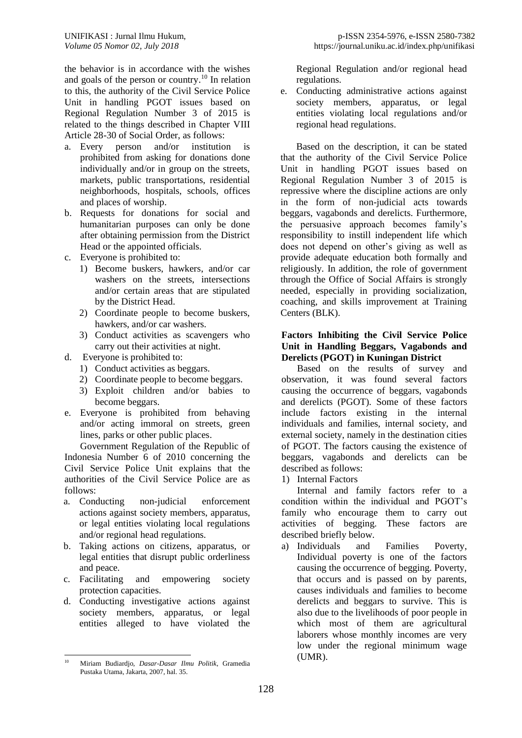the behavior is in accordance with the wishes and goals of the person or country.[10] In relation to this, the authority of the Civil Service Police Unit in handling PGOT issues based on Regional Regulation Number 3 of 2015 is related to the things described in Chapter VIII Article 28-30 of Social Order, as follows:

a. Every person and/or institution is prohibited from asking for donations done individually and/or in group on the streets, markets, public transportations, residential neighborhoods, hospitals, schools, offices and places of worship.
b. Requests for donations for social and humanitarian purposes can only be done after obtaining permission from the District Head or the appointed officials.
c. Everyone is prohibited to:
   1) Become buskers, hawkers, and/or car washers on the streets, intersections and/or certain areas that are stipulated by the District Head.
   2) Coordinate people to become buskers, hawkers, and/or car washers.
   3) Conduct activities as scavengers who carry out their activities at night.
d. Everyone is prohibited to:
   1) Conduct activities as beggars.
   2) Coordinate people to become beggars.
   3) Exploit children and/or babies to become beggars.
e. Everyone is prohibited from behaving and/or acting immoral on streets, green lines, parks or other public places.

Government Regulation of the Republic of Indonesia Number 6 of 2010 concerning the Civil Service Police Unit explains that the authorities of the Civil Service Police are as follows:

a. Conducting non-judicial enforcement actions against society members, apparatus, or legal entities violating local regulations and/or regional head regulations.
b. Taking actions on citizens, apparatus, or legal entities that disrupt public orderliness and peace.
c. Facilitating and empowering society protection capacities.
d. Conducting investigative actions against society members, apparatus, or legal entities alleged to have violated the Regional Regulation and/or regional head regulations.
e. Conducting administrative actions against society members, apparatus, or legal entities violating local regulations and/or regional head regulations.

Based on the description, it can be stated that the authority of the Civil Service Police Unit in handling PGOT issues based on Regional Regulation Number 3 of 2015 is repressive where the discipline actions are only in the form of non-judicial acts towards beggars, vagabonds and derelicts. Furthermore, the persuasive approach becomes family's responsibility to instill independent life which does not depend on other's giving as well as provide adequate education both formally and religiously. In addition, the role of government through the Office of Social Affairs is strongly needed, especially in providing socialization, coaching, and skills improvement at Training Centers (BLK).

## Factors Inhibiting the Civil Service Police Unit in Handling Beggars, Vagabonds and Derelicts (PGOT) in Kuningan District

Based on the results of survey and observation, it was found several factors causing the occurrence of beggars, vagabonds and derelicts (PGOT). Some of these factors include factors existing in the internal individuals and families, internal society, and external society, namely in the destination cities of PGOT. The factors causing the existence of beggars, vagabonds and derelicts can be described as follows:

1) Internal Factors

Internal and family factors refer to a condition within the individual and PGOT's family who encourage them to carry out activities of begging. These factors are described briefly below.

a) Individuals and Families Poverty, Individual poverty is one of the factors causing the occurrence of begging. Poverty, that occurs and is passed on by parents, causes individuals and families to become derelicts and beggars to survive. This is also due to the livelihoods of poor people in which most of them are agricultural laborers whose monthly incomes are very low under the regional minimum wage (UMR).

[10] Miriam Budiardjo, *Dasar-Dasar Ilmu Politik*, Gramedia Pustaka Utama, Jakarta, 2007, hal. 35.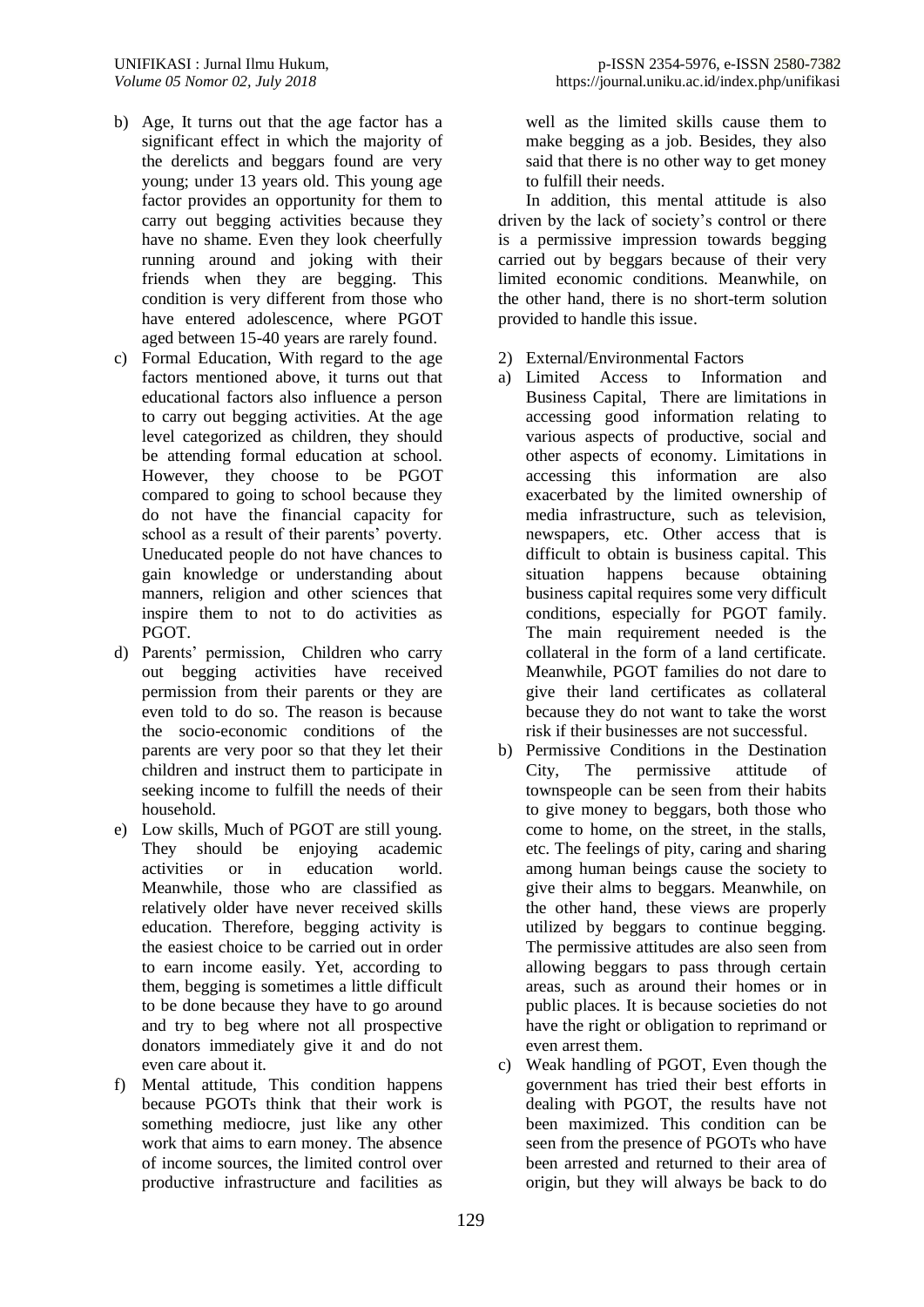b) Age, It turns out that the age factor has a significant effect in which the majority of the derelicts and beggars found are very young; under 13 years old. This young age factor provides an opportunity for them to carry out begging activities because they have no shame. Even they look cheerfully running around and joking with their friends when they are begging. This condition is very different from those who have entered adolescence, where PGOT aged between 15-40 years are rarely found.

c) Formal Education, With regard to the age factors mentioned above, it turns out that educational factors also influence a person to carry out begging activities. At the age level categorized as children, they should be attending formal education at school. However, they choose to be PGOT compared to going to school because they do not have the financial capacity for school as a result of their parents' poverty. Uneducated people do not have chances to gain knowledge or understanding about manners, religion and other sciences that inspire them to not to do activities as PGOT.

d) Parents' permission, Children who carry out begging activities have received permission from their parents or they are even told to do so. The reason is because the socio-economic conditions of the parents are very poor so that they let their children and instruct them to participate in seeking income to fulfill the needs of their household.

e) Low skills, Much of PGOT are still young. They should be enjoying academic activities or in education world. Meanwhile, those who are classified as relatively older have never received skills education. Therefore, begging activity is the easiest choice to be carried out in order to earn income easily. Yet, according to them, begging is sometimes a little difficult to be done because they have to go around and try to beg where not all prospective donators immediately give it and do not even care about it.

f) Mental attitude, This condition happens because PGOTs think that their work is something mediocre, just like any other work that aims to earn money. The absence of income sources, the limited control over productive infrastructure and facilities as well as the limited skills cause them to make begging as a job. Besides, they also said that there is no other way to get money to fulfill their needs.

In addition, this mental attitude is also driven by the lack of society's control or there is a permissive impression towards begging carried out by beggars because of their very limited economic conditions. Meanwhile, on the other hand, there is no short-term solution provided to handle this issue.

2) External/Environmental Factors

a) Limited Access to Information and Business Capital, There are limitations in accessing good information relating to various aspects of productive, social and other aspects of economy. Limitations in accessing this information are also exacerbated by the limited ownership of media infrastructure, such as television, newspapers, etc. Other access that is difficult to obtain is business capital. This situation happens because obtaining business capital requires some very difficult conditions, especially for PGOT family. The main requirement needed is the collateral in the form of a land certificate. Meanwhile, PGOT families do not dare to give their land certificates as collateral because they do not want to take the worst risk if their businesses are not successful.

b) Permissive Conditions in the Destination City, The permissive attitude of townspeople can be seen from their habits to give money to beggars, both those who come to home, on the street, in the stalls, etc. The feelings of pity, caring and sharing among human beings cause the society to give their alms to beggars. Meanwhile, on the other hand, these views are properly utilized by beggars to continue begging. The permissive attitudes are also seen from allowing beggars to pass through certain areas, such as around their homes or in public places. It is because societies do not have the right or obligation to reprimand or even arrest them.

c) Weak handling of PGOT, Even though the government has tried their best efforts in dealing with PGOT, the results have not been maximized. This condition can be seen from the presence of PGOTs who have been arrested and returned to their area of origin, but they will always be back to do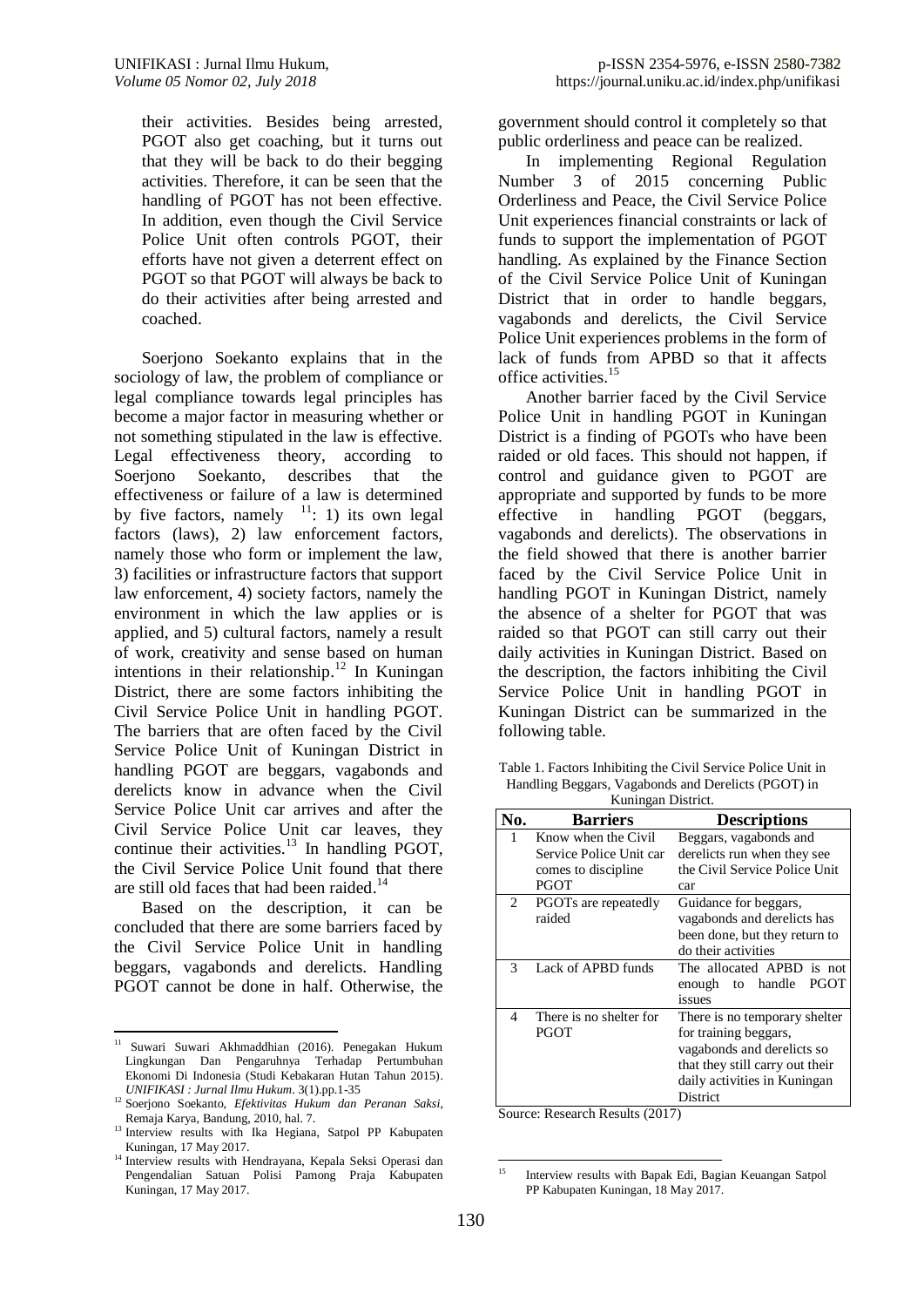their activities. Besides being arrested, PGOT also get coaching, but it turns out that they will be back to do their begging activities. Therefore, it can be seen that the handling of PGOT has not been effective. In addition, even though the Civil Service Police Unit often controls PGOT, their efforts have not given a deterrent effect on PGOT so that PGOT will always be back to do their activities after being arrested and coached.

Soerjono Soekanto explains that in the sociology of law, the problem of compliance or legal compliance towards legal principles has become a major factor in measuring whether or not something stipulated in the law is effective. Legal effectiveness theory, according to Soerjono Soekanto, describes that the effectiveness or failure of a law is determined by five factors, namely [11]: 1) its own legal factors (laws), 2) law enforcement factors, namely those who form or implement the law, 3) facilities or infrastructure factors that support law enforcement, 4) society factors, namely the environment in which the law applies or is applied, and 5) cultural factors, namely a result of work, creativity and sense based on human intentions in their relationship.[12] In Kuningan District, there are some factors inhibiting the Civil Service Police Unit in handling PGOT. The barriers that are often faced by the Civil Service Police Unit of Kuningan District in handling PGOT are beggars, vagabonds and derelicts know in advance when the Civil Service Police Unit car arrives and after the Civil Service Police Unit car leaves, they continue their activities.[13] In handling PGOT, the Civil Service Police Unit found that there are still old faces that had been raided.[14]

Based on the description, it can be concluded that there are some barriers faced by the Civil Service Police Unit in handling beggars, vagabonds and derelicts. Handling PGOT cannot be done in half. Otherwise, the government should control it completely so that public orderliness and peace can be realized.

In implementing Regional Regulation Number 3 of 2015 concerning Public Orderliness and Peace, the Civil Service Police Unit experiences financial constraints or lack of funds to support the implementation of PGOT handling. As explained by the Finance Section of the Civil Service Police Unit of Kuningan District that in order to handle beggars, vagabonds and derelicts, the Civil Service Police Unit experiences problems in the form of lack of funds from APBD so that it affects office activities.[15]

Another barrier faced by the Civil Service Police Unit in handling PGOT in Kuningan District is a finding of PGOTs who have been raided or old faces. This should not happen, if control and guidance given to PGOT are appropriate and supported by funds to be more effective in handling PGOT (beggars, vagabonds and derelicts). The observations in the field showed that there is another barrier faced by the Civil Service Police Unit in handling PGOT in Kuningan District, namely the absence of a shelter for PGOT that was raided so that PGOT can still carry out their daily activities in Kuningan District. Based on the description, the factors inhibiting the Civil Service Police Unit in handling PGOT in Kuningan District can be summarized in the following table.

Table 1. Factors Inhibiting the Civil Service Police Unit in Handling Beggars, Vagabonds and Derelicts (PGOT) in Kuningan District.

| No. | Barriers | Descriptions |
|---|---|---|
| 1 | Know when the Civil Service Police Unit car comes to discipline PGOT | Beggars, vagabonds and derelicts run when they see the Civil Service Police Unit car |
| 2 | PGOTs are repeatedly raided | Guidance for beggars, vagabonds and derelicts has been done, but they return to do their activities |
| 3 | Lack of APBD funds | The allocated APBD is not enough to handle PGOT issues |
| 4 | There is no shelter for PGOT | There is no temporary shelter for training beggars, vagabonds and derelicts so that they still carry out their daily activities in Kuningan District |

Source: Research Results (2017)

---

[11] Suwari Suwari Akhmaddhian (2016). Penegakan Hukum Lingkungan Dan Pengaruhnya Terhadap Pertumbuhan Ekonomi Di Indonesia (Studi Kebakaran Hutan Tahun 2015). *UNIFIKASI : Jurnal Ilmu Hukum*. 3(1).pp.1-35

[12] Soerjono Soekanto, *Efektivitas Hukum dan Peranan Saksi*, Remaja Karya, Bandung, 2010, hal. 7.

[13] Interview results with Ika Hegiana, Satpol PP Kabupaten Kuningan, 17 May 2017.

[14] Interview results with Hendrayana, Kepala Seksi Operasi dan Pengendalian Satuan Polisi Pamong Praja Kabupaten Kuningan, 17 May 2017.

[15] Interview results with Bapak Edi, Bagian Keuangan Satpol PP Kabupaten Kuningan, 18 May 2017.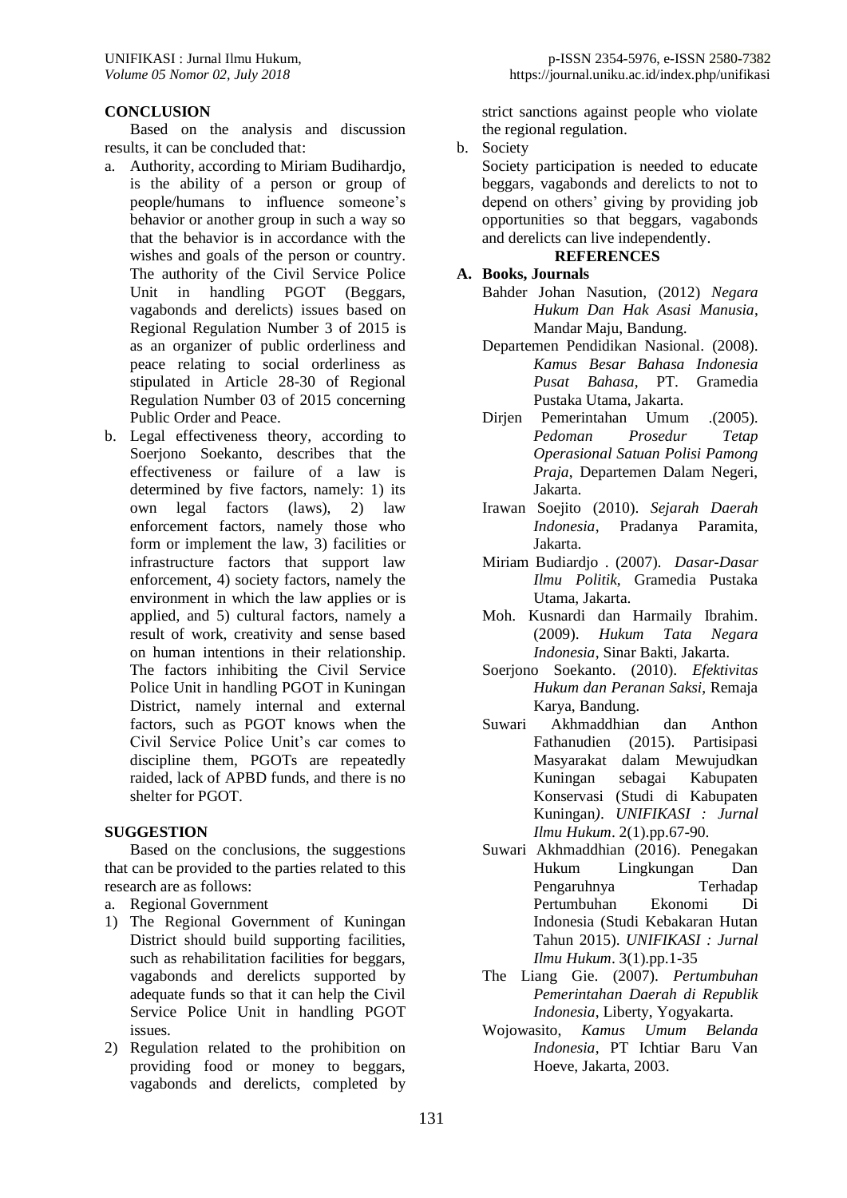## CONCLUSION

Based on the analysis and discussion results, it can be concluded that:

a. Authority, according to Miriam Budihardjo, is the ability of a person or group of people/humans to influence someone's behavior or another group in such a way so that the behavior is in accordance with the wishes and goals of the person or country. The authority of the Civil Service Police Unit in handling PGOT (Beggars, vagabonds and derelicts) issues based on Regional Regulation Number 3 of 2015 is as an organizer of public orderliness and peace relating to social orderliness as stipulated in Article 28-30 of Regional Regulation Number 03 of 2015 concerning Public Order and Peace.

b. Legal effectiveness theory, according to Soerjono Soekanto, describes that the effectiveness or failure of a law is determined by five factors, namely: 1) its own legal factors (laws), 2) law enforcement factors, namely those who form or implement the law, 3) facilities or infrastructure factors that support law enforcement, 4) society factors, namely the environment in which the law applies or is applied, and 5) cultural factors, namely a result of work, creativity and sense based on human intentions in their relationship. The factors inhibiting the Civil Service Police Unit in handling PGOT in Kuningan District, namely internal and external factors, such as PGOT knows when the Civil Service Police Unit's car comes to discipline them, PGOTs are repeatedly raided, lack of APBD funds, and there is no shelter for PGOT.

## SUGGESTION

Based on the conclusions, the suggestions that can be provided to the parties related to this research are as follows:

a. Regional Government

1) The Regional Government of Kuningan District should build supporting facilities, such as rehabilitation facilities for beggars, vagabonds and derelicts supported by adequate funds so that it can help the Civil Service Police Unit in handling PGOT issues.

2) Regulation related to the prohibition on providing food or money to beggars, vagabonds and derelicts, completed by strict sanctions against people who violate the regional regulation.

b. Society

Society participation is needed to educate beggars, vagabonds and derelicts to not to depend on others' giving by providing job opportunities so that beggars, vagabonds and derelicts can live independently.

## REFERENCES

### A. Books, Journals

Bahder Johan Nasution, (2012) *Negara Hukum Dan Hak Asasi Manusia*, Mandar Maju, Bandung.

Departemen Pendidikan Nasional. (2008). *Kamus Besar Bahasa Indonesia Pusat Bahasa*, PT. Gramedia Pustaka Utama, Jakarta.

Dirjen Pemerintahan Umum .(2005). *Pedoman Prosedur Tetap Operasional Satuan Polisi Pamong Praja*, Departemen Dalam Negeri, Jakarta.

Irawan Soejito (2010). *Sejarah Daerah Indonesia*, Pradanya Paramita, Jakarta.

Miriam Budiardjo . (2007). *Dasar-Dasar Ilmu Politik*, Gramedia Pustaka Utama, Jakarta.

Moh. Kusnardi dan Harmaily Ibrahim. (2009). *Hukum Tata Negara Indonesia*, Sinar Bakti, Jakarta.

Soerjono Soekanto. (2010). *Efektivitas Hukum dan Peranan Saksi*, Remaja Karya, Bandung.

Suwari Akhmaddhian dan Anthon Fathanudien (2015). Partisipasi Masyarakat dalam Mewujudkan Kuningan sebagai Kabupaten Konservasi (Studi di Kabupaten Kuningan*)*. *UNIFIKASI : Jurnal Ilmu Hukum*. 2(1).pp.67-90.

Suwari Akhmaddhian (2016). Penegakan Hukum Lingkungan Dan Pengaruhnya Terhadap Pertumbuhan Ekonomi Di Indonesia (Studi Kebakaran Hutan Tahun 2015). *UNIFIKASI : Jurnal Ilmu Hukum*. 3(1).pp.1-35

The Liang Gie. (2007). *Pertumbuhan Pemerintahan Daerah di Republik Indonesia*, Liberty, Yogyakarta.

Wojowasito, *Kamus Umum Belanda Indonesia*, PT Ichtiar Baru Van Hoeve, Jakarta, 2003.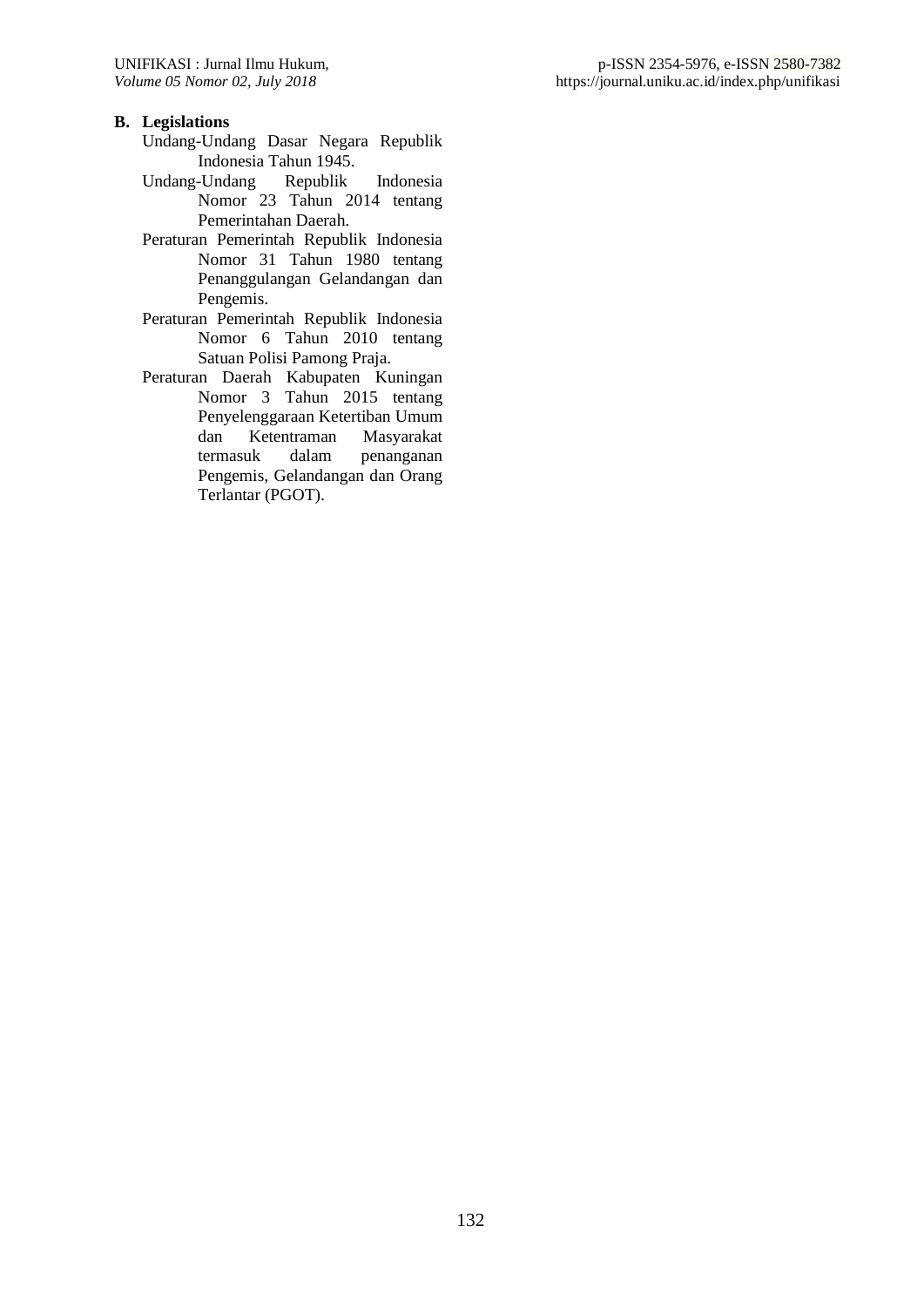### B. Legislations

Undang-Undang Dasar Negara Republik Indonesia Tahun 1945.

Undang-Undang Republik Indonesia Nomor 23 Tahun 2014 tentang Pemerintahan Daerah.

Peraturan Pemerintah Republik Indonesia Nomor 31 Tahun 1980 tentang Penanggulangan Gelandangan dan Pengemis.

Peraturan Pemerintah Republik Indonesia Nomor 6 Tahun 2010 tentang Satuan Polisi Pamong Praja.

Peraturan Daerah Kabupaten Kuningan Nomor 3 Tahun 2015 tentang Penyelenggaraan Ketertiban Umum dan Ketentraman Masyarakat termasuk dalam penanganan Pengemis, Gelandangan dan Orang Terlantar (PGOT).